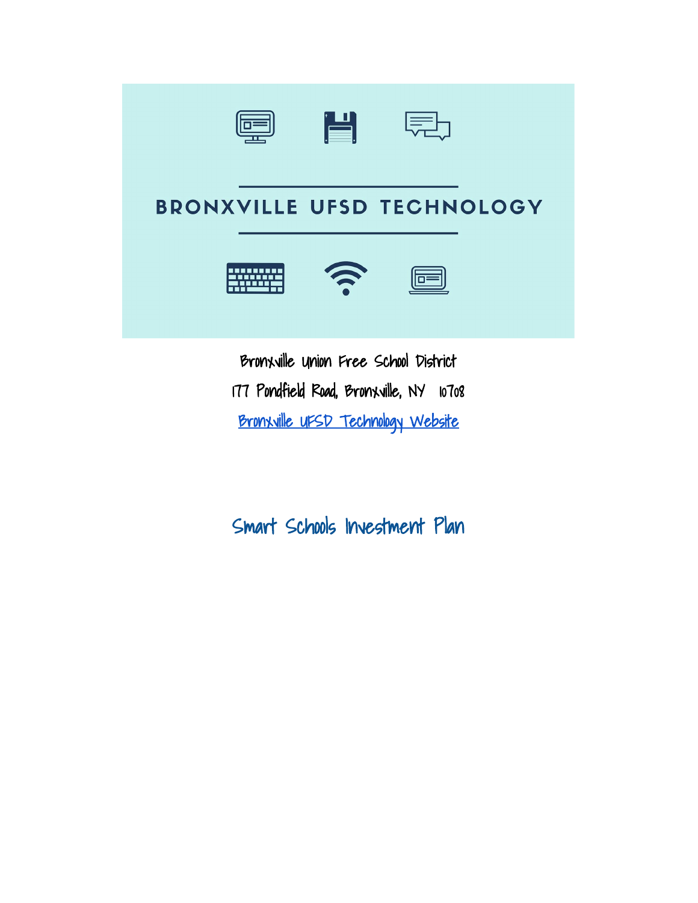# BRONXVILLE UFSD TECHNOLOGY

Bronxville Union Free School District

177 Pondfield Road, Bronxville, NY 10708

Bronxville UFSD Technology Website

## Smart Schools Investment Plan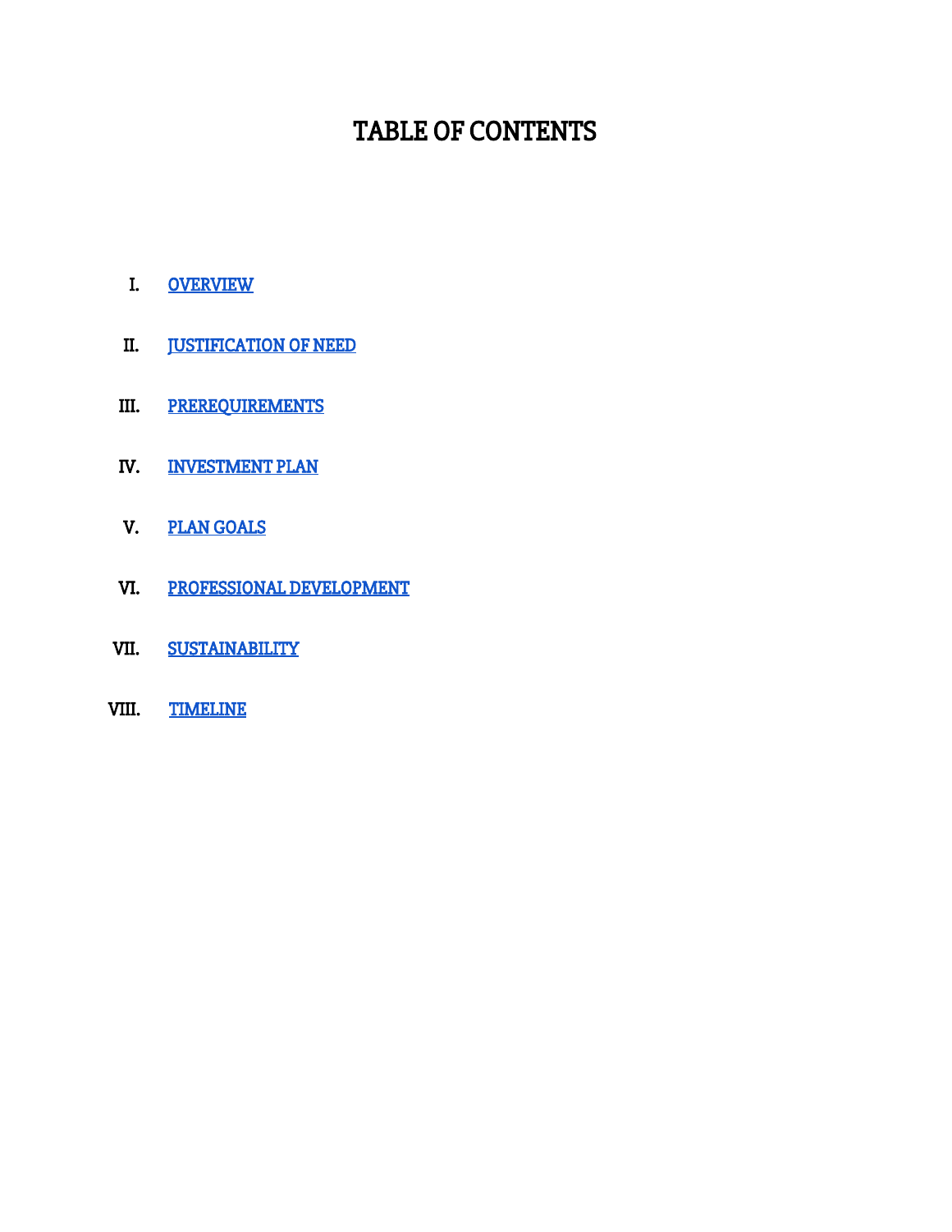# TABLE OF CONTENTS

I. OVERVIEW

II. JUSTIFICATION OF NEED

III. PREREQUIREMENTS

IV. INVESTMENT PLAN

V. PLAN GOALS

VI. PROFESSIONAL DEVELOPMENT

VII. SUSTAINABILITY

VIII. TIMELINE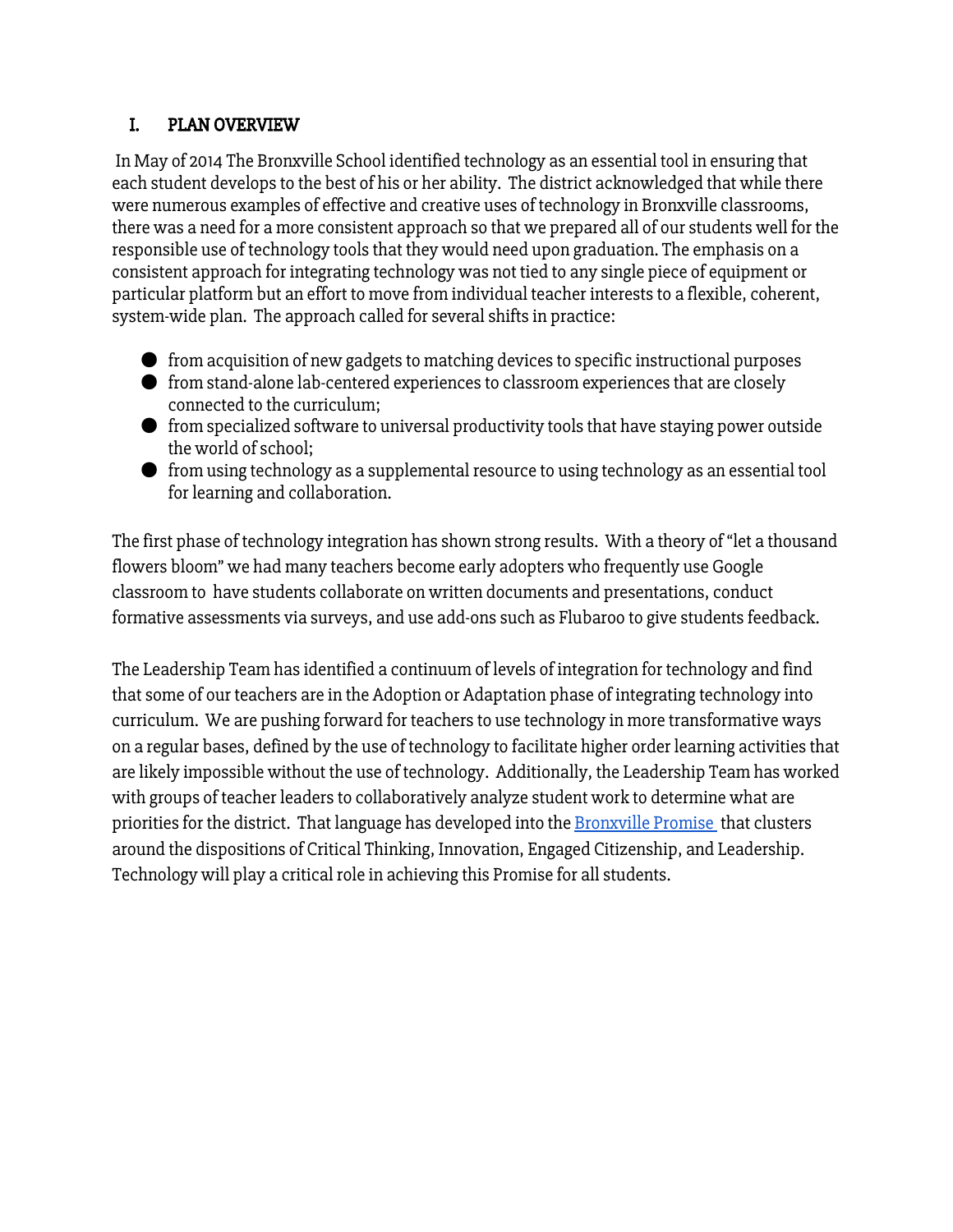## I. PLAN OVERVIEW

In May of 2014 The Bronxville School identified technology as an essential tool in ensuring that each student develops to the best of his or her ability. The district acknowledged that while there were numerous examples of effective and creative uses of technology in Bronxville classrooms, there was a need for a more consistent approach so that we prepared all of our students well for the responsible use of technology tools that they would need upon graduation. The emphasis on a consistent approach for integrating technology was not tied to any single piece of equipment or particular platform but an effort to move from individual teacher interests to a flexible, coherent, system-wide plan. The approach called for several shifts in practice:

- from acquisition of new gadgets to matching devices to specific instructional purposes
- from stand-alone lab-centered experiences to classroom experiences that are closely connected to the curriculum;
- from specialized software to universal productivity tools that have staying power outside the world of school;
- from using technology as a supplemental resource to using technology as an essential tool for learning and collaboration.

The first phase of technology integration has shown strong results. With a theory of "let a thousand flowers bloom" we had many teachers become early adopters who frequently use Google classroom to have students collaborate on written documents and presentations, conduct formative assessments via surveys, and use add-ons such as Flubaroo to give students feedback.

The Leadership Team has identified a continuum of levels of integration for technology and find that some of our teachers are in the Adoption or Adaptation phase of integrating technology into curriculum. We are pushing forward for teachers to use technology in more transformative ways on a regular bases, defined by the use of technology to facilitate higher order learning activities that are likely impossible without the use of technology. Additionally, the Leadership Team has worked with groups of teacher leaders to collaboratively analyze student work to determine what are priorities for the district. That language has developed into the Bronxville Promise that clusters around the dispositions of Critical Thinking, Innovation, Engaged Citizenship, and Leadership. Technology will play a critical role in achieving this Promise for all students.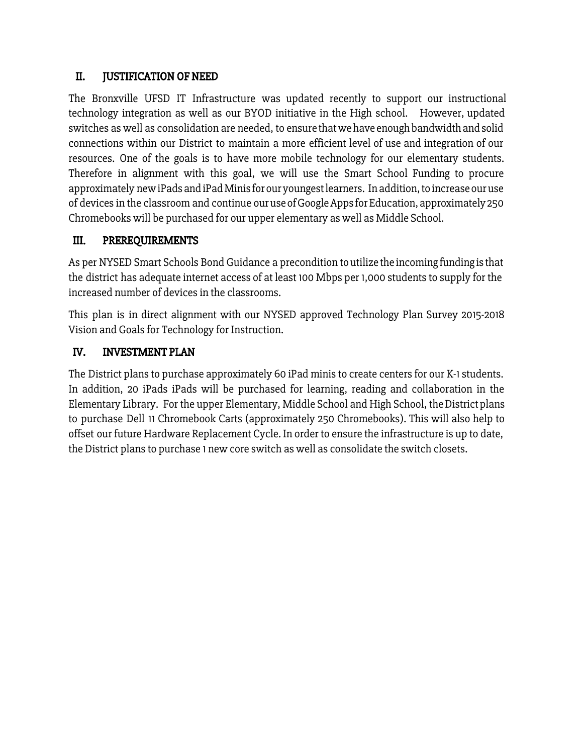## II. JUSTIFICATION OF NEED

The Bronxville UFSD IT Infrastructure was updated recently to support our instructional technology integration as well as our BYOD initiative in the High school. However, updated switches as well as consolidation are needed, to ensure that we have enough bandwidth and solid connections within our District to maintain a more efficient level of use and integration of our resources. One of the goals is to have more mobile technology for our elementary students. Therefore in alignment with this goal, we will use the Smart School Funding to procure approximately new iPads and iPad Minis for our youngest learners. In addition, to increase our use of devices in the classroom and continue our use of Google Apps for Education, approximately 250 Chromebooks will be purchased for our upper elementary as well as Middle School.

## III. PREREQUIREMENTS

As per NYSED Smart Schools Bond Guidance a precondition to utilize the incoming funding is that the district has adequate internet access of at least 100 Mbps per 1,000 students to supply for the increased number of devices in the classrooms.

This plan is in direct alignment with our NYSED approved Technology Plan Survey 2015-2018 Vision and Goals for Technology for Instruction.

## IV. INVESTMENT PLAN

The District plans to purchase approximately 60 iPad minis to create centers for our K-1 students. In addition, 20 iPads iPads will be purchased for learning, reading and collaboration in the Elementary Library. For the upper Elementary, Middle School and High School, the District plans to purchase Dell 11 Chromebook Carts (approximately 250 Chromebooks). This will also help to offset our future Hardware Replacement Cycle. In order to ensure the infrastructure is up to date, the District plans to purchase 1 new core switch as well as consolidate the switch closets.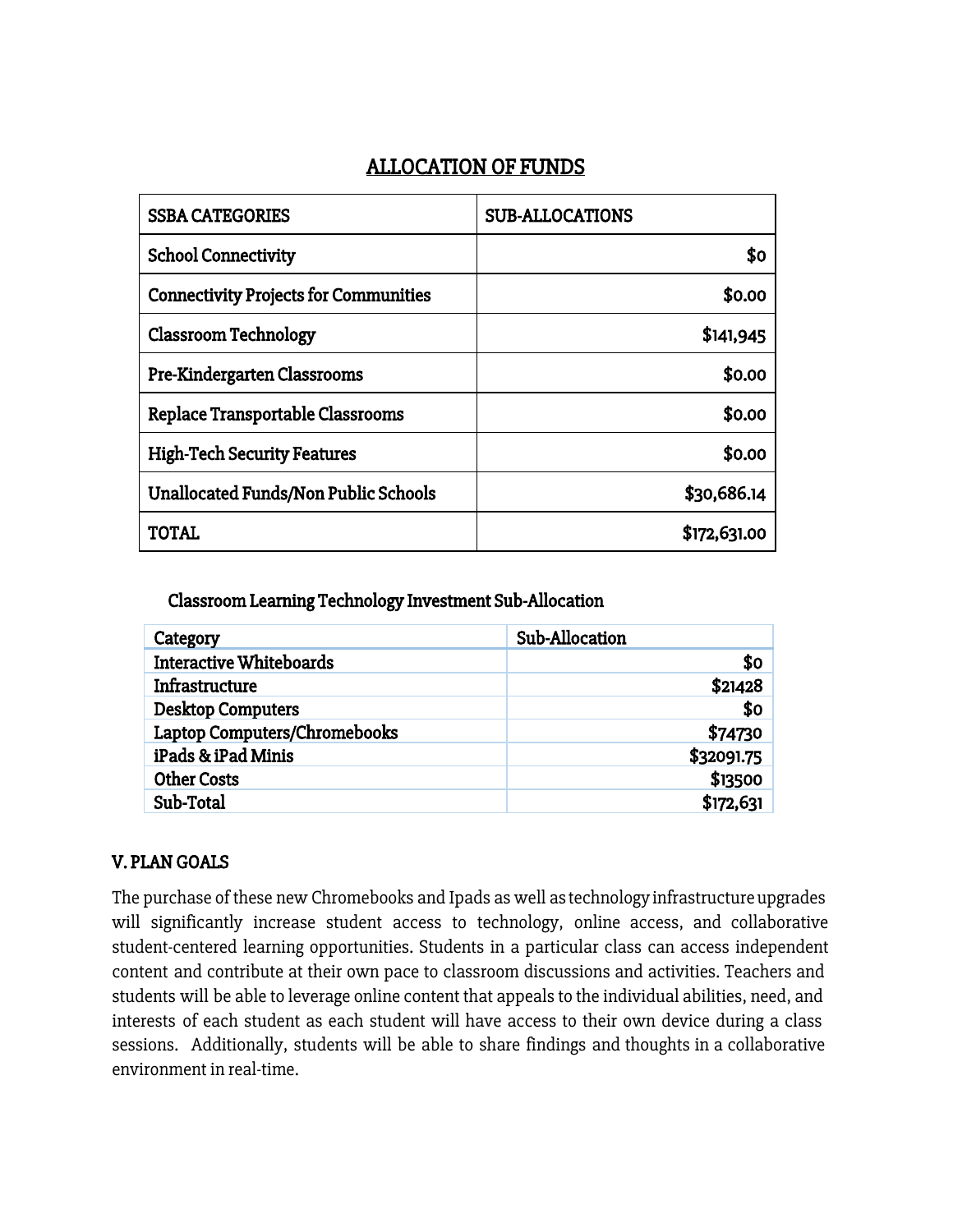## ALLOCATION OF FUNDS

| SSBA CATEGORIES | SUB-ALLOCATIONS |
|---|---|
| School Connectivity | $0 |
| Connectivity Projects for Communities | $0.00 |
| Classroom Technology | $141,945 |
| Pre-Kindergarten Classrooms | $0.00 |
| Replace Transportable Classrooms | $0.00 |
| High-Tech Security Features | $0.00 |
| Unallocated Funds/Non Public Schools | $30,686.14 |
| TOTAL | $172,631.00 |

### Classroom Learning Technology Investment Sub-Allocation

| Category | Sub-Allocation |
|---|---|
| Interactive Whiteboards | $0 |
| Infrastructure | $21428 |
| Desktop Computers | $0 |
| Laptop Computers/Chromebooks | $74730 |
| iPads & iPad Minis | $32091.75 |
| Other Costs | $13500 |
| Sub-Total | $172,631 |

## V. PLAN GOALS

The purchase of these new Chromebooks and Ipads as well as technology infrastructure upgrades will significantly increase student access to technology, online access, and collaborative student-centered learning opportunities. Students in a particular class can access independent content and contribute at their own pace to classroom discussions and activities. Teachers and students will be able to leverage online content that appeals to the individual abilities, need, and interests of each student as each student will have access to their own device during a class sessions. Additionally, students will be able to share findings and thoughts in a collaborative environment in real-time.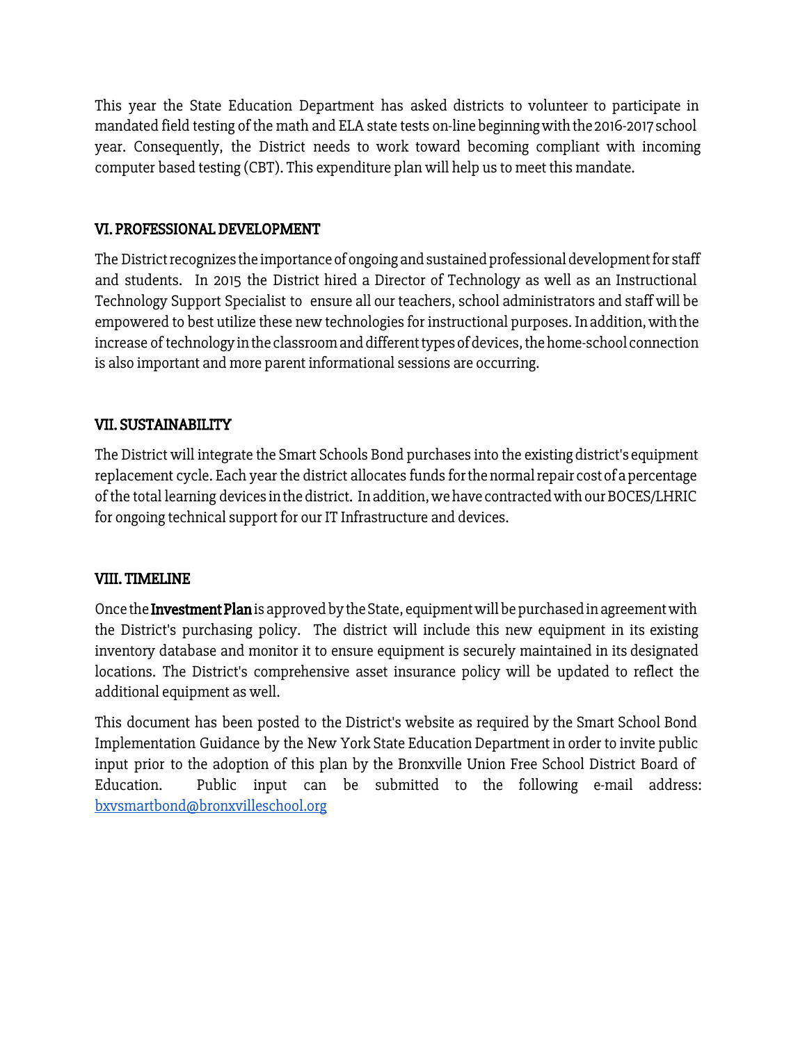This year the State Education Department has asked districts to volunteer to participate in mandated field testing of the math and ELA state tests on-line beginning with the 2016-2017 school year. Consequently, the District needs to work toward becoming compliant with incoming computer based testing (CBT). This expenditure plan will help us to meet this mandate.

## VI. PROFESSIONAL DEVELOPMENT

The District recognizes the importance of ongoing and sustained professional development for staff and students. In 2015 the District hired a Director of Technology as well as an Instructional Technology Support Specialist to ensure all our teachers, school administrators and staff will be empowered to best utilize these new technologies for instructional purposes. In addition, with the increase of technology in the classroom and different types of devices, the home-school connection is also important and more parent informational sessions are occurring.

## VII. SUSTAINABILITY

The District will integrate the Smart Schools Bond purchases into the existing district's equipment replacement cycle. Each year the district allocates funds for the normal repair cost of a percentage of the total learning devices in the district. In addition, we have contracted with our BOCES/LHRIC for ongoing technical support for our IT Infrastructure and devices.

## VIII. TIMELINE

Once the **Investment Plan** is approved by the State, equipment will be purchased in agreement with the District's purchasing policy. The district will include this new equipment in its existing inventory database and monitor it to ensure equipment is securely maintained in its designated locations. The District's comprehensive asset insurance policy will be updated to reflect the additional equipment as well.

This document has been posted to the District's website as required by the Smart School Bond Implementation Guidance by the New York State Education Department in order to invite public input prior to the adoption of this plan by the Bronxville Union Free School District Board of Education. Public input can be submitted to the following e-mail address: bxvsmartbond@bronxvilleschool.org